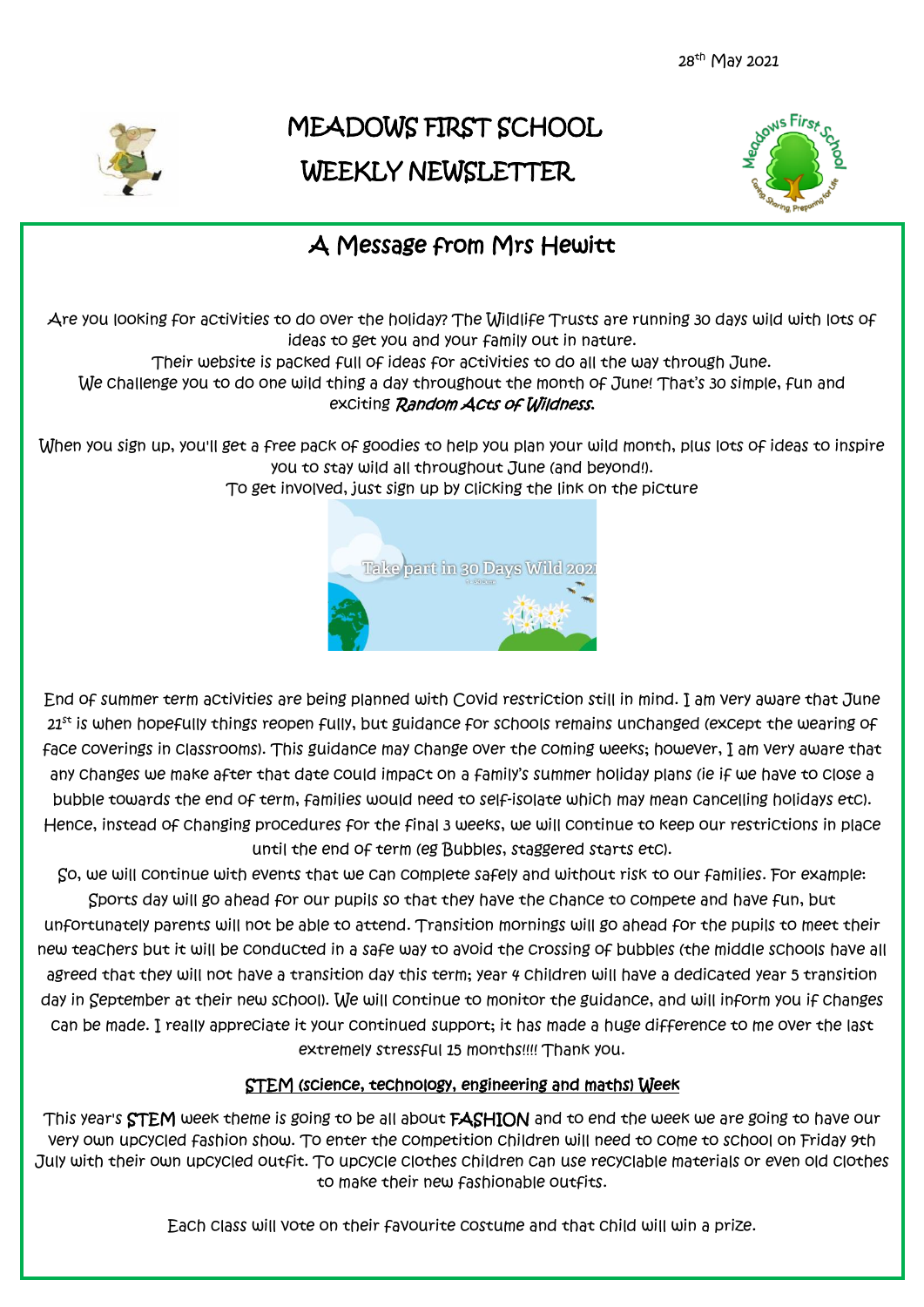28th May 2021

# MEADOWS FIRST SCHOOL WEEKLY NEWSLETTER

## A Message from Mrs Hewitt

Are you looking for activities to do over the holiday? The Wildlife Trusts are running 30 days wild with lots of ideas to get you and your family out in nature.
Their website is packed full of ideas for activities to do all the way through June.
We challenge you to do one wild thing a day throughout the month of June! That's 30 simple, fun and exciting *Random Acts of Wildness*.

When you sign up, you'll get a free pack of goodies to help you plan your wild month, plus lots of ideas to inspire you to stay wild all throughout June (and beyond!).
To get involved, just sign up by clicking the link on the picture

Take part in 30 Days Wild 2021

End of summer term activities are being planned with Covid restriction still in mind. I am very aware that June 21st is when hopefully things reopen fully, but guidance for schools remains unchanged (except the wearing of face coverings in classrooms). This guidance may change over the coming weeks; however, I am very aware that any changes we make after that date could impact on a family's summer holiday plans (ie if we have to close a bubble towards the end of term, families would need to self-isolate which may mean cancelling holidays etc). Hence, instead of changing procedures for the final 3 weeks, we will continue to keep our restrictions in place until the end of term (eg Bubbles, staggered starts etc).
So, we will continue with events that we can complete safely and without risk to our families. For example: Sports day will go ahead for our pupils so that they have the chance to compete and have fun, but unfortunately parents will not be able to attend. Transition mornings will go ahead for the pupils to meet their new teachers but it will be conducted in a safe way to avoid the crossing of bubbles (the middle schools have all agreed that they will not have a transition day this term; year 4 children will have a dedicated year 5 transition day in September at their new school). We will continue to monitor the guidance, and will inform you if changes can be made. I really appreciate it your continued support; it has made a huge difference to me over the last extremely stressful 15 months!!!! Thank you.

### STEM (science, technology, engineering and maths) Week

This year's STEM week theme is going to be all about FASHION and to end the week we are going to have our very own upcycled fashion show. To enter the competition children will need to come to school on Friday 9th July with their own upcycled outfit. To upcycle clothes children can use recyclable materials or even old clothes to make their new fashionable outfits.

Each class will vote on their favourite costume and that child will win a prize.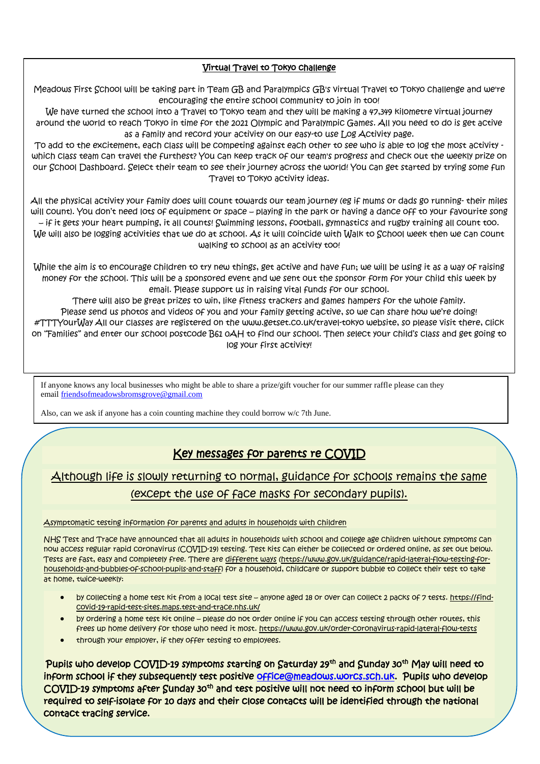## Virtual Travel to Tokyo challenge

Meadows First School will be taking part in Team GB and Paralympics GB's virtual Travel to Tokyo challenge and we're encouraging the entire school community to join in too!

We have turned the school into a Travel to Tokyo team and they will be making a 47,349 kilometre virtual journey around the world to reach Tokyo in time for the 2021 Olympic and Paralympic Games. All you need to do is get active as a family and record your activity on our easy-to use Log Activity page.

To add to the excitement, each class will be competing against each other to see who is able to log the most activity - which class team can travel the furthest? You can keep track of our team's progress and check out the weekly prize on our School Dashboard. Select their team to see their journey across the world! You can get started by trying some fun Travel to Tokyo activity ideas.

All the physical activity your family does will count towards our team journey (eg if mums or dads go running- their miles will count). You don't need lots of equipment or space – playing in the park or having a dance off to your favourite song – if it gets your heart pumping, it all counts! Swimming lessons, football, gymnastics and rugby training all count too. We will also be logging activities that we do at school. As it will coincide with Walk to School week then we can count walking to school as an activity too!

While the aim is to encourage children to try new things, get active and have fun; we will be using it as a way of raising money for the school. This will be a sponsored event and we sent out the sponsor form for your child this week by email. Please support us in raising vital funds for our school.

There will also be great prizes to win, like fitness trackers and games hampers for the whole family.

Please send us photos and videos of you and your family getting active, so we can share how we're doing! #TTTYourWay All our classes are registered on the www.getset.co.uk/travel-tokyo website, so please visit there, click on "Families" and enter our school postcode B61 0AH to find our school. Then select your child's class and get going to log your first activity!

If anyone knows any local businesses who might be able to share a prize/gift voucher for our summer raffle please can they email friendsofmeadowsbromsgrove@gmail.com

Also, can we ask if anyone has a coin counting machine they could borrow w/c 7th June.

## Key messages for parents re COVID

### Although life is slowly returning to normal, guidance for schools remains the same (except the use of face masks for secondary pupils).

Asymptomatic testing information for parents and adults in households with children

NHS Test and Trace have announced that all adults in households with school and college age children without symptoms can now access regular rapid coronavirus (COVID-19) testing. Test kits can either be collected or ordered online, as set out below. Tests are fast, easy and completely free. There are different ways (https://www.gov.uk/guidance/rapid-lateral-flow-testing-for-households-and-bubbles-of-school-pupils-and-staff) for a household, childcare or support bubble to collect their test to take at home, twice-weekly:

- by collecting a home test kit from a local test site – anyone aged 18 or over can collect 2 packs of 7 tests. https://find-covid-19-rapid-test-sites.maps.test-and-trace.nhs.uk/
- by ordering a home test kit online – please do not order online if you can access testing through other routes, this frees up home delivery for those who need it most. https://www.gov.uk/order-coronavirus-rapid-lateral-flow-tests
- through your employer, if they offer testing to employees.

**Pupils who develop COVID-19 symptoms starting on Saturday 29th and Sunday 30th May will need to inform school if they subsequently test positive office@meadows.worcs.sch.uk. Pupils who develop COVID-19 symptoms after Sunday 30th and test positive will not need to inform school but will be required to self-isolate for 10 days and their close contacts will be identified through the national contact tracing service.**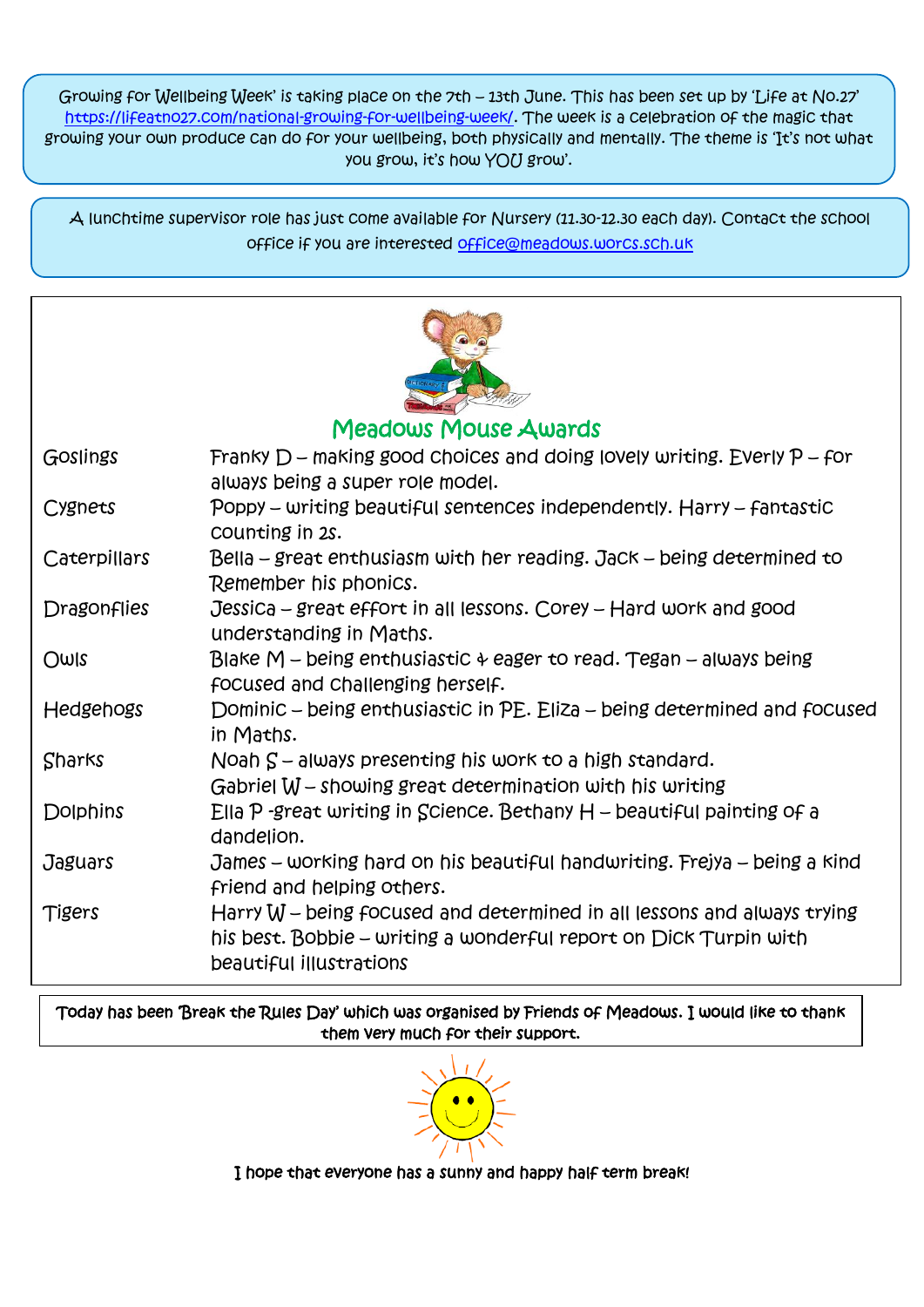Growing for Wellbeing Week' is taking place on the 7th – 13th June. This has been set up by 'Life at No.27' https://lifeatno27.com/national-growing-for-wellbeing-week/. The week is a celebration of the magic that growing your own produce can do for your wellbeing, both physically and mentally. The theme is 'It's not what you grow, it's how YOU grow'.

A lunchtime supervisor role has just come available for Nursery (11.30-12.30 each day). Contact the school office if you are interested office@meadows.worcs.sch.uk

## Meadows Mouse Awards

| | |
|---|---|
| Goslings | Franky D – making good choices and doing lovely writing. Everly P – for always being a super role model. |
| Cygnets | Poppy – writing beautiful sentences independently. Harry – fantastic counting in 2s. |
| Caterpillars | Bella – great enthusiasm with her reading. Jack – being determined to Remember his phonics. |
| Dragonflies | Jessica – great effort in all lessons. Corey – Hard work and good understanding in Maths. |
| Owls | Blake M – being enthusiastic & eager to read. Tegan – always being focused and challenging herself. |
| Hedgehogs | Dominic – being enthusiastic in PE. Eliza – being determined and focused in Maths. |
| Sharks | Noah S – always presenting his work to a high standard. Gabriel W – showing great determination with his writing |
| Dolphins | Ella P -great writing in Science. Bethany H – beautiful painting of a dandelion. |
| Jaguars | James – working hard on his beautiful handwriting. Frejya – being a kind friend and helping others. |
| Tigers | Harry W – being focused and determined in all lessons and always trying his best. Bobbie – writing a wonderful report on Dick Turpin with beautiful illustrations |

Today has been 'Break the Rules Day' which was organised by Friends of Meadows. I would like to thank them very much for their support.

I hope that everyone has a sunny and happy half term break!